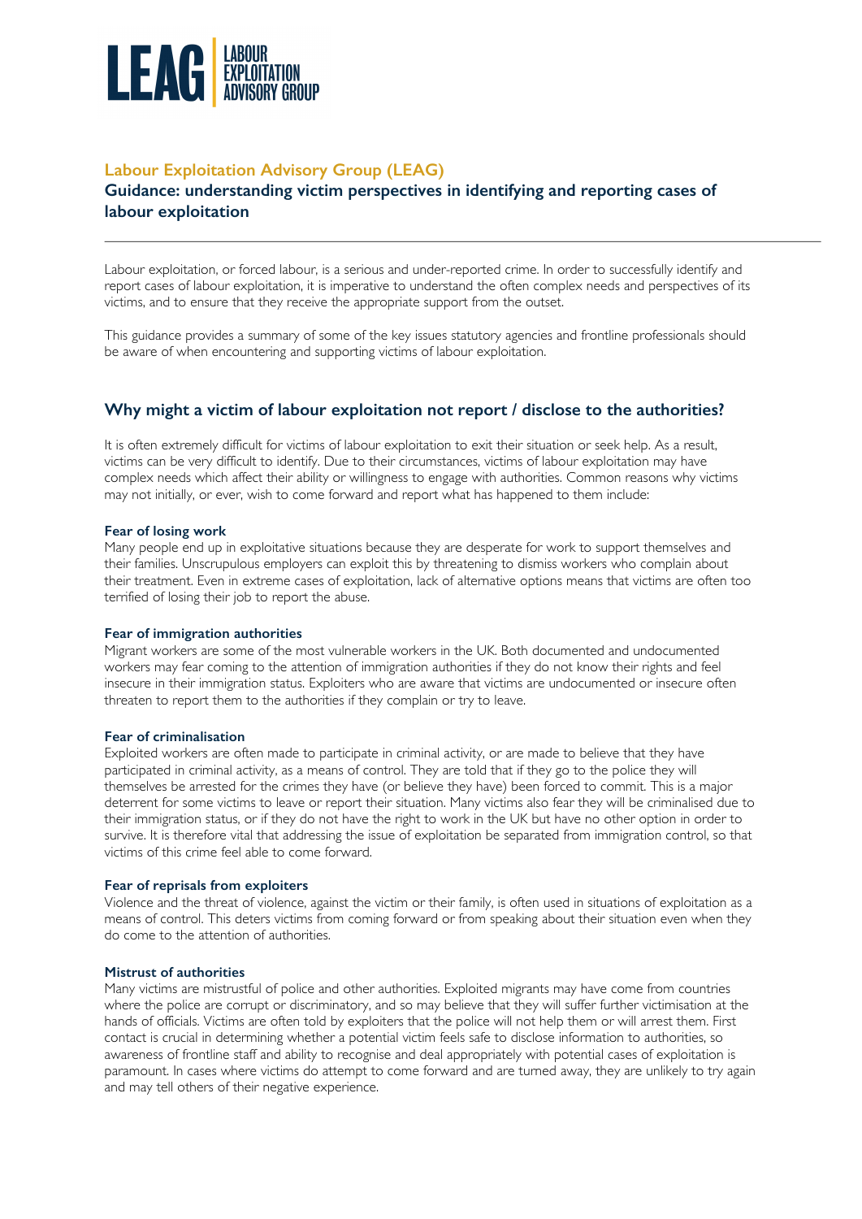# Labour Exploitation Advisory Group (LEAG)

## Guidance: understanding victim perspectives in identifying and reporting cases of labour exploitation

Labour exploitation, or forced labour, is a serious and under-reported crime. In order to successfully identify and report cases of labour exploitation, it is imperative to understand the often complex needs and perspectives of its victims, and to ensure that they receive the appropriate support from the outset.

This guidance provides a summary of some of the key issues statutory agencies and frontline professionals should be aware of when encountering and supporting victims of labour exploitation.

## Why might a victim of labour exploitation not report / disclose to the authorities?

It is often extremely difficult for victims of labour exploitation to exit their situation or seek help. As a result, victims can be very difficult to identify. Due to their circumstances, victims of labour exploitation may have complex needs which affect their ability or willingness to engage with authorities. Common reasons why victims may not initially, or ever, wish to come forward and report what has happened to them include:

**Fear of losing work**

Many people end up in exploitative situations because they are desperate for work to support themselves and their families. Unscrupulous employers can exploit this by threatening to dismiss workers who complain about their treatment. Even in extreme cases of exploitation, lack of alternative options means that victims are often too terrified of losing their job to report the abuse.

**Fear of immigration authorities**

Migrant workers are some of the most vulnerable workers in the UK. Both documented and undocumented workers may fear coming to the attention of immigration authorities if they do not know their rights and feel insecure in their immigration status. Exploiters who are aware that victims are undocumented or insecure often threaten to report them to the authorities if they complain or try to leave.

**Fear of criminalisation**

Exploited workers are often made to participate in criminal activity, or are made to believe that they have participated in criminal activity, as a means of control. They are told that if they go to the police they will themselves be arrested for the crimes they have (or believe they have) been forced to commit. This is a major deterrent for some victims to leave or report their situation. Many victims also fear they will be criminalised due to their immigration status, or if they do not have the right to work in the UK but have no other option in order to survive. It is therefore vital that addressing the issue of exploitation be separated from immigration control, so that victims of this crime feel able to come forward.

**Fear of reprisals from exploiters**

Violence and the threat of violence, against the victim or their family, is often used in situations of exploitation as a means of control. This deters victims from coming forward or from speaking about their situation even when they do come to the attention of authorities.

**Mistrust of authorities**

Many victims are mistrustful of police and other authorities. Exploited migrants may have come from countries where the police are corrupt or discriminatory, and so may believe that they will suffer further victimisation at the hands of officials. Victims are often told by exploiters that the police will not help them or will arrest them. First contact is crucial in determining whether a potential victim feels safe to disclose information to authorities, so awareness of frontline staff and ability to recognise and deal appropriately with potential cases of exploitation is paramount. In cases where victims do attempt to come forward and are turned away, they are unlikely to try again and may tell others of their negative experience.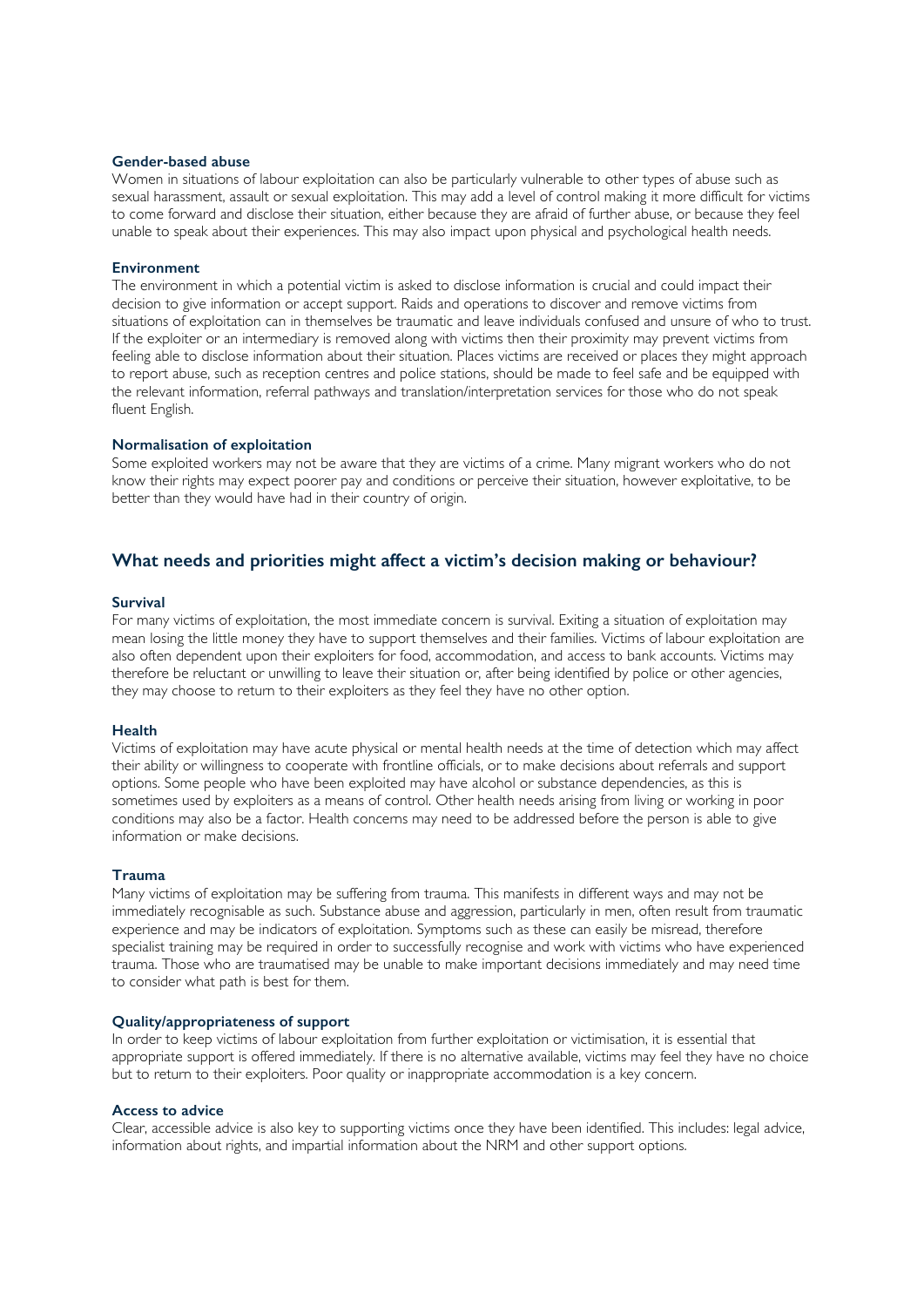#### Gender-based abuse

Women in situations of labour exploitation can also be particularly vulnerable to other types of abuse such as sexual harassment, assault or sexual exploitation. This may add a level of control making it more difficult for victims to come forward and disclose their situation, either because they are afraid of further abuse, or because they feel unable to speak about their experiences. This may also impact upon physical and psychological health needs.

#### Environment

The environment in which a potential victim is asked to disclose information is crucial and could impact their decision to give information or accept support. Raids and operations to discover and remove victims from situations of exploitation can in themselves be traumatic and leave individuals confused and unsure of who to trust. If the exploiter or an intermediary is removed along with victims then their proximity may prevent victims from feeling able to disclose information about their situation. Places victims are received or places they might approach to report abuse, such as reception centres and police stations, should be made to feel safe and be equipped with the relevant information, referral pathways and translation/interpretation services for those who do not speak fluent English.

#### Normalisation of exploitation

Some exploited workers may not be aware that they are victims of a crime. Many migrant workers who do not know their rights may expect poorer pay and conditions or perceive their situation, however exploitative, to be better than they would have had in their country of origin.

## What needs and priorities might affect a victim's decision making or behaviour?

#### Survival

For many victims of exploitation, the most immediate concern is survival. Exiting a situation of exploitation may mean losing the little money they have to support themselves and their families. Victims of labour exploitation are also often dependent upon their exploiters for food, accommodation, and access to bank accounts. Victims may therefore be reluctant or unwilling to leave their situation or, after being identified by police or other agencies, they may choose to return to their exploiters as they feel they have no other option.

#### Health

Victims of exploitation may have acute physical or mental health needs at the time of detection which may affect their ability or willingness to cooperate with frontline officials, or to make decisions about referrals and support options. Some people who have been exploited may have alcohol or substance dependencies, as this is sometimes used by exploiters as a means of control. Other health needs arising from living or working in poor conditions may also be a factor. Health concerns may need to be addressed before the person is able to give information or make decisions.

#### Trauma

Many victims of exploitation may be suffering from trauma. This manifests in different ways and may not be immediately recognisable as such. Substance abuse and aggression, particularly in men, often result from traumatic experience and may be indicators of exploitation. Symptoms such as these can easily be misread, therefore specialist training may be required in order to successfully recognise and work with victims who have experienced trauma. Those who are traumatised may be unable to make important decisions immediately and may need time to consider what path is best for them.

#### Quality/appropriateness of support

In order to keep victims of labour exploitation from further exploitation or victimisation, it is essential that appropriate support is offered immediately. If there is no alternative available, victims may feel they have no choice but to return to their exploiters. Poor quality or inappropriate accommodation is a key concern.

#### Access to advice

Clear, accessible advice is also key to supporting victims once they have been identified. This includes: legal advice, information about rights, and impartial information about the NRM and other support options.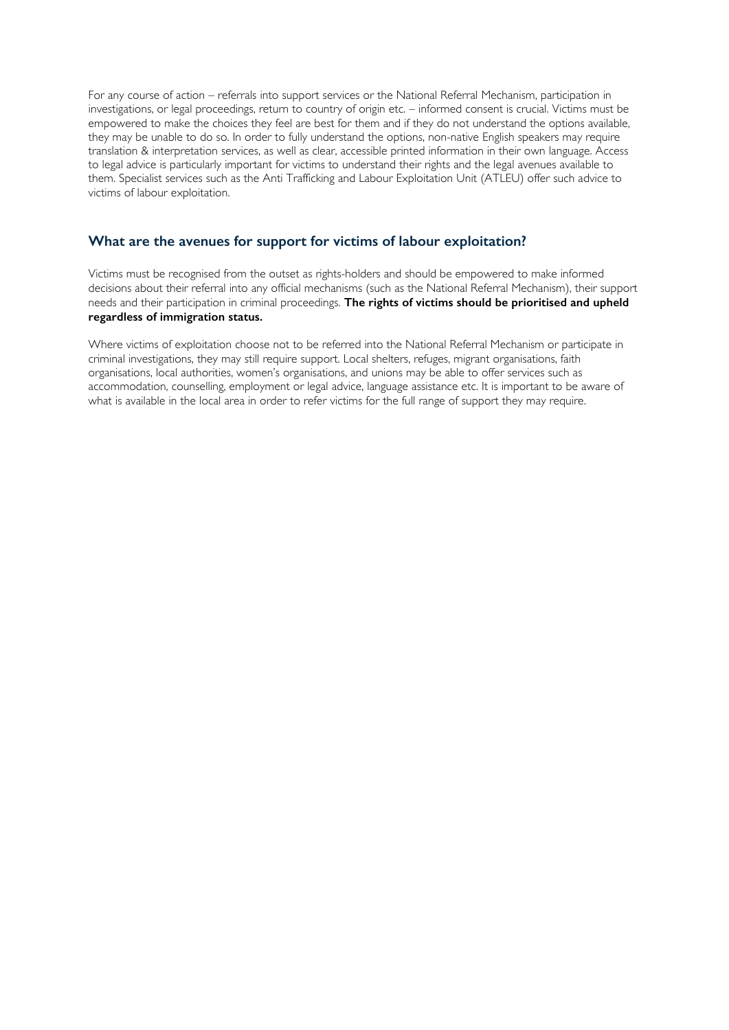For any course of action – referrals into support services or the National Referral Mechanism, participation in investigations, or legal proceedings, return to country of origin etc. – informed consent is crucial. Victims must be empowered to make the choices they feel are best for them and if they do not understand the options available, they may be unable to do so. In order to fully understand the options, non-native English speakers may require translation & interpretation services, as well as clear, accessible printed information in their own language. Access to legal advice is particularly important for victims to understand their rights and the legal avenues available to them. Specialist services such as the Anti Trafficking and Labour Exploitation Unit (ATLEU) offer such advice to victims of labour exploitation.

## What are the avenues for support for victims of labour exploitation?

Victims must be recognised from the outset as rights-holders and should be empowered to make informed decisions about their referral into any official mechanisms (such as the National Referral Mechanism), their support needs and their participation in criminal proceedings. **The rights of victims should be prioritised and upheld regardless of immigration status.**

Where victims of exploitation choose not to be referred into the National Referral Mechanism or participate in criminal investigations, they may still require support. Local shelters, refuges, migrant organisations, faith organisations, local authorities, women's organisations, and unions may be able to offer services such as accommodation, counselling, employment or legal advice, language assistance etc. It is important to be aware of what is available in the local area in order to refer victims for the full range of support they may require.